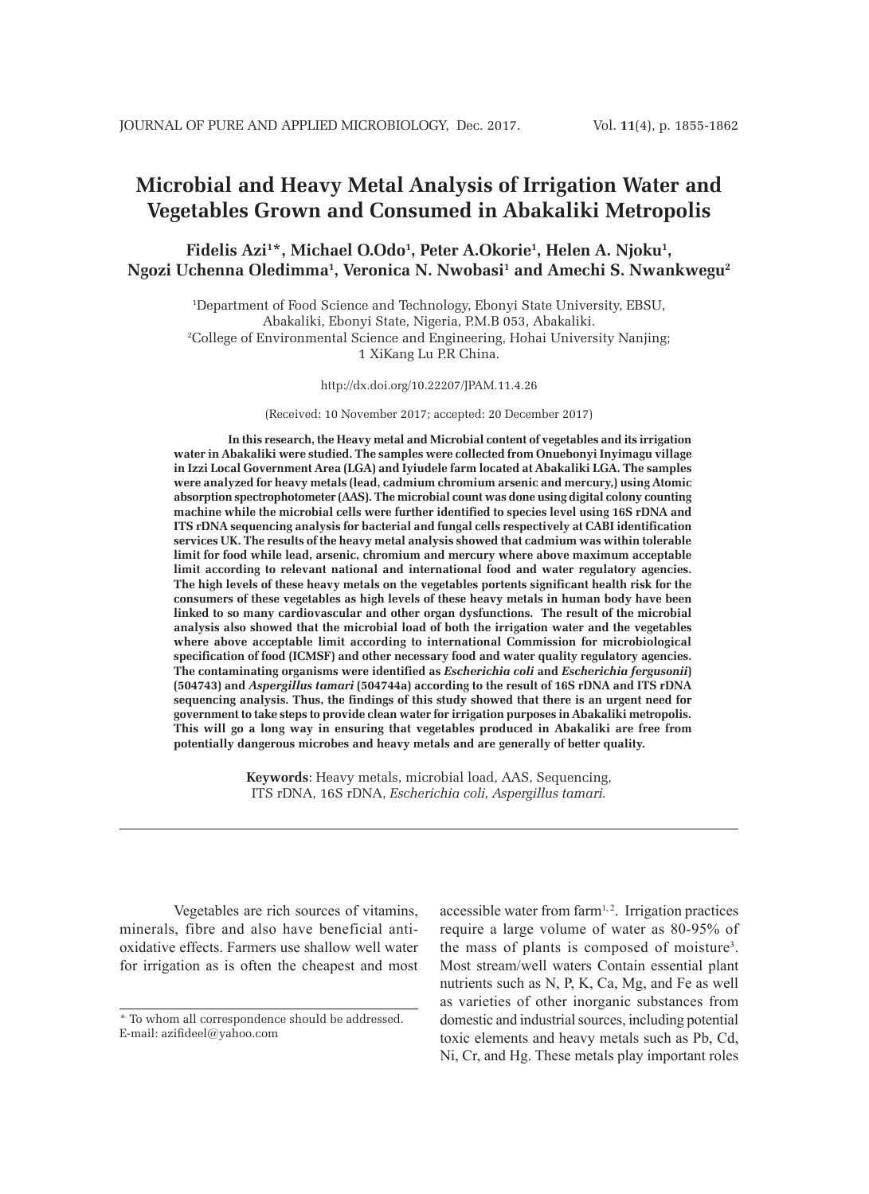# Microbial and Heavy Metal Analysis of Irrigation Water and Vegetables Grown and Consumed in Abakaliki Metropolis

**Fidelis Azi[1]*, Michael O.Odo[1], Peter A.Okorie[1], Helen A. Njoku[1], Ngozi Uchenna Oledimma[1], Veronica N. Nwobasi[1] and Amechi S. Nwankwegu[2]**

[1]Department of Food Science and Technology, Ebonyi State University, EBSU, Abakaliki, Ebonyi State, Nigeria, P.M.B 053, Abakaliki.
[2]College of Environmental Science and Engineering, Hohai University Nanjing; 1 XiKang Lu P.R China.

http://dx.doi.org/10.22207/JPAM.11.4.26

(Received: 10 November 2017; accepted: 20 December 2017)

**In this research, the Heavy metal and Microbial content of vegetables and its irrigation water in Abakaliki were studied. The samples were collected from Onuebonyi Inyimagu village in Izzi Local Government Area (LGA) and Iyiudele farm located at Abakaliki LGA. The samples were analyzed for heavy metals (lead, cadmium chromium arsenic and mercury,) using Atomic absorption spectrophotometer (AAS). The microbial count was done using digital colony counting machine while the microbial cells were further identified to species level using 16S rDNA and ITS rDNA sequencing analysis for bacterial and fungal cells respectively at CABI identification services UK. The results of the heavy metal analysis showed that cadmium was within tolerable limit for food while lead, arsenic, chromium and mercury where above maximum acceptable limit according to relevant national and international food and water regulatory agencies. The high levels of these heavy metals on the vegetables portents significant health risk for the consumers of these vegetables as high levels of these heavy metals in human body have been linked to so many cardiovascular and other organ dysfunctions. The result of the microbial analysis also showed that the microbial load of both the irrigation water and the vegetables where above acceptable limit according to international Commission for microbiological specification of food (ICMSF) and other necessary food and water quality regulatory agencies. The contaminating organisms were identified as *Escherichia coli* and *Escherichia fergusonii*) (504743) and *Aspergillus tamari* (504744a) according to the result of 16S rDNA and ITS rDNA sequencing analysis. Thus, the findings of this study showed that there is an urgent need for government to take steps to provide clean water for irrigation purposes in Abakaliki metropolis. This will go a long way in ensuring that vegetables produced in Abakaliki are free from potentially dangerous microbes and heavy metals and are generally of better quality.**

**Keywords**: Heavy metals, microbial load, AAS, Sequencing, ITS rDNA, 16S rDNA, *Escherichia coli, Aspergillus tamari.*

Vegetables are rich sources of vitamins, minerals, fibre and also have beneficial anti-oxidative effects. Farmers use shallow well water for irrigation as is often the cheapest and most accessible water from farm[1,2]. Irrigation practices require a large volume of water as 80-95% of the mass of plants is composed of moisture[3]. Most stream/well waters Contain essential plant nutrients such as N, P, K, Ca, Mg, and Fe as well as varieties of other inorganic substances from domestic and industrial sources, including potential toxic elements and heavy metals such as Pb, Cd, Ni, Cr, and Hg. These metals play important roles

\* To whom all correspondence should be addressed.
E-mail: azifideel@yahoo.com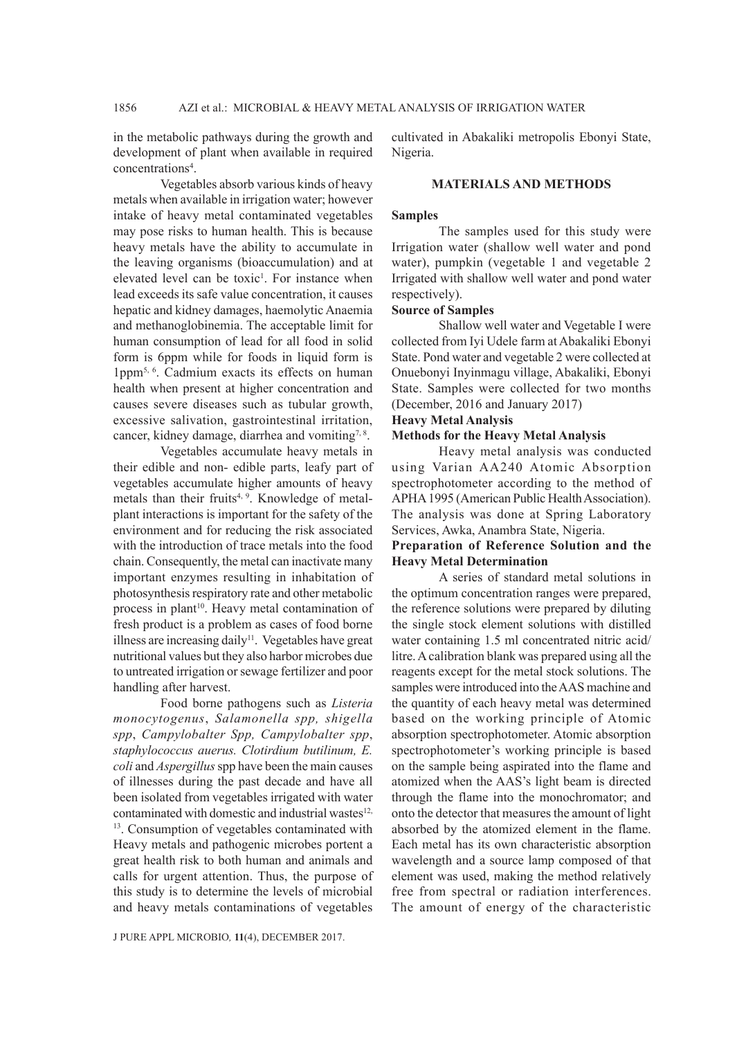in the metabolic pathways during the growth and development of plant when available in required concentrations[4].

Vegetables absorb various kinds of heavy metals when available in irrigation water; however intake of heavy metal contaminated vegetables may pose risks to human health. This is because heavy metals have the ability to accumulate in the leaving organisms (bioaccumulation) and at elevated level can be toxic[1]. For instance when lead exceeds its safe value concentration, it causes hepatic and kidney damages, haemolytic Anaemia and methanoglobinemia. The acceptable limit for human consumption of lead for all food in solid form is 6ppm while for foods in liquid form is 1ppm[5, 6]. Cadmium exacts its effects on human health when present at higher concentration and causes severe diseases such as tubular growth, excessive salivation, gastrointestinal irritation, cancer, kidney damage, diarrhea and vomiting[7, 8].

Vegetables accumulate heavy metals in their edible and non- edible parts, leafy part of vegetables accumulate higher amounts of heavy metals than their fruits[4, 9]. Knowledge of metal-plant interactions is important for the safety of the environment and for reducing the risk associated with the introduction of trace metals into the food chain. Consequently, the metal can inactivate many important enzymes resulting in inhabitation of photosynthesis respiratory rate and other metabolic process in plant[10]. Heavy metal contamination of fresh product is a problem as cases of food borne illness are increasing daily[11]. Vegetables have great nutritional values but they also harbor microbes due to untreated irrigation or sewage fertilizer and poor handling after harvest.

Food borne pathogens such as *Listeria monocytogenus*, *Salamonella spp, shigella spp*, *Campylobalter Spp, Campylobalter spp*, *staphylococcus auerus. Clotirdium butilinum, E. coli* and *Aspergillus* spp have been the main causes of illnesses during the past decade and have all been isolated from vegetables irrigated with water contaminated with domestic and industrial wastes[12, 13]. Consumption of vegetables contaminated with Heavy metals and pathogenic microbes portent a great health risk to both human and animals and calls for urgent attention. Thus, the purpose of this study is to determine the levels of microbial and heavy metals contaminations of vegetables cultivated in Abakaliki metropolis Ebonyi State, Nigeria.

## MATERIALS AND METHODS

### Samples

The samples used for this study were Irrigation water (shallow well water and pond water), pumpkin (vegetable 1 and vegetable 2 Irrigated with shallow well water and pond water respectively).

### Source of Samples

Shallow well water and Vegetable I were collected from Iyi Udele farm at Abakaliki Ebonyi State. Pond water and vegetable 2 were collected at Onuebonyi Inyinmagu village, Abakaliki, Ebonyi State. Samples were collected for two months (December, 2016 and January 2017)

### Heavy Metal Analysis

#### Methods for the Heavy Metal Analysis

Heavy metal analysis was conducted using Varian AA240 Atomic Absorption spectrophotometer according to the method of APHA 1995 (American Public Health Association). The analysis was done at Spring Laboratory Services, Awka, Anambra State, Nigeria.

#### Preparation of Reference Solution and the Heavy Metal Determination

A series of standard metal solutions in the optimum concentration ranges were prepared, the reference solutions were prepared by diluting the single stock element solutions with distilled water containing 1.5 ml concentrated nitric acid/litre. A calibration blank was prepared using all the reagents except for the metal stock solutions. The samples were introduced into the AAS machine and the quantity of each heavy metal was determined based on the working principle of Atomic absorption spectrophotometer. Atomic absorption spectrophotometer's working principle is based on the sample being aspirated into the flame and atomized when the AAS's light beam is directed through the flame into the monochromator; and onto the detector that measures the amount of light absorbed by the atomized element in the flame. Each metal has its own characteristic absorption wavelength and a source lamp composed of that element was used, making the method relatively free from spectral or radiation interferences. The amount of energy of the characteristic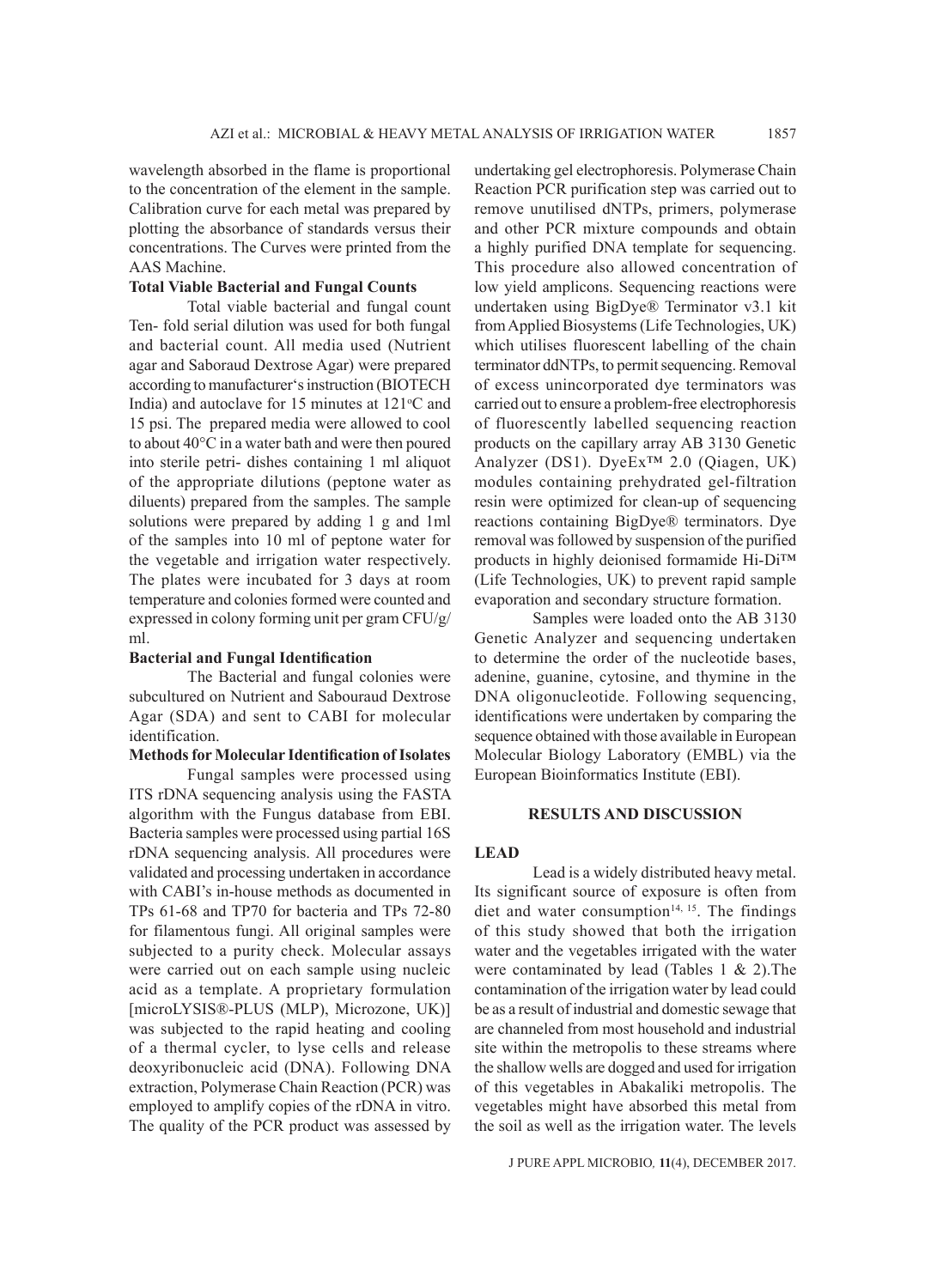wavelength absorbed in the flame is proportional to the concentration of the element in the sample. Calibration curve for each metal was prepared by plotting the absorbance of standards versus their concentrations. The Curves were printed from the AAS Machine.

**Total Viable Bacterial and Fungal Counts**

Total viable bacterial and fungal count Ten- fold serial dilution was used for both fungal and bacterial count. All media used (Nutrient agar and Saboraud Dextrose Agar) were prepared according to manufacturer's instruction (BIOTECH India) and autoclave for 15 minutes at 121$^{o}$C and 15 psi. The prepared media were allowed to cool to about 40°C in a water bath and were then poured into sterile petri- dishes containing 1 ml aliquot of the appropriate dilutions (peptone water as diluents) prepared from the samples. The sample solutions were prepared by adding 1 g and 1ml of the samples into 10 ml of peptone water for the vegetable and irrigation water respectively. The plates were incubated for 3 days at room temperature and colonies formed were counted and expressed in colony forming unit per gram CFU/g/ml.

**Bacterial and Fungal Identification**

The Bacterial and fungal colonies were subcultured on Nutrient and Sabouraud Dextrose Agar (SDA) and sent to CABI for molecular identification.

**Methods for Molecular Identification of Isolates**

Fungal samples were processed using ITS rDNA sequencing analysis using the FASTA algorithm with the Fungus database from EBI. Bacteria samples were processed using partial 16S rDNA sequencing analysis. All procedures were validated and processing undertaken in accordance with CABI's in-house methods as documented in TPs 61-68 and TP70 for bacteria and TPs 72-80 for filamentous fungi. All original samples were subjected to a purity check. Molecular assays were carried out on each sample using nucleic acid as a template. A proprietary formulation [microLYSIS®-PLUS (MLP), Microzone, UK)] was subjected to the rapid heating and cooling of a thermal cycler, to lyse cells and release deoxyribonucleic acid (DNA). Following DNA extraction, Polymerase Chain Reaction (PCR) was employed to amplify copies of the rDNA in vitro. The quality of the PCR product was assessed by undertaking gel electrophoresis. Polymerase Chain Reaction PCR purification step was carried out to remove unutilised dNTPs, primers, polymerase and other PCR mixture compounds and obtain a highly purified DNA template for sequencing. This procedure also allowed concentration of low yield amplicons. Sequencing reactions were undertaken using BigDye® Terminator v3.1 kit from Applied Biosystems (Life Technologies, UK) which utilises fluorescent labelling of the chain terminator ddNTPs, to permit sequencing. Removal of excess unincorporated dye terminators was carried out to ensure a problem-free electrophoresis of fluorescently labelled sequencing reaction products on the capillary array AB 3130 Genetic Analyzer (DS1). DyeEx™ 2.0 (Qiagen, UK) modules containing prehydrated gel-filtration resin were optimized for clean-up of sequencing reactions containing BigDye® terminators. Dye removal was followed by suspension of the purified products in highly deionised formamide Hi-Di™ (Life Technologies, UK) to prevent rapid sample evaporation and secondary structure formation.

Samples were loaded onto the AB 3130 Genetic Analyzer and sequencing undertaken to determine the order of the nucleotide bases, adenine, guanine, cytosine, and thymine in the DNA oligonucleotide. Following sequencing, identifications were undertaken by comparing the sequence obtained with those available in European Molecular Biology Laboratory (EMBL) via the European Bioinformatics Institute (EBI).

## RESULTS AND DISCUSSION

### LEAD

Lead is a widely distributed heavy metal. Its significant source of exposure is often from diet and water consumption[14, 15]. The findings of this study showed that both the irrigation water and the vegetables irrigated with the water were contaminated by lead (Tables 1 & 2).The contamination of the irrigation water by lead could be as a result of industrial and domestic sewage that are channeled from most household and industrial site within the metropolis to these streams where the shallow wells are dogged and used for irrigation of this vegetables in Abakaliki metropolis. The vegetables might have absorbed this metal from the soil as well as the irrigation water. The levels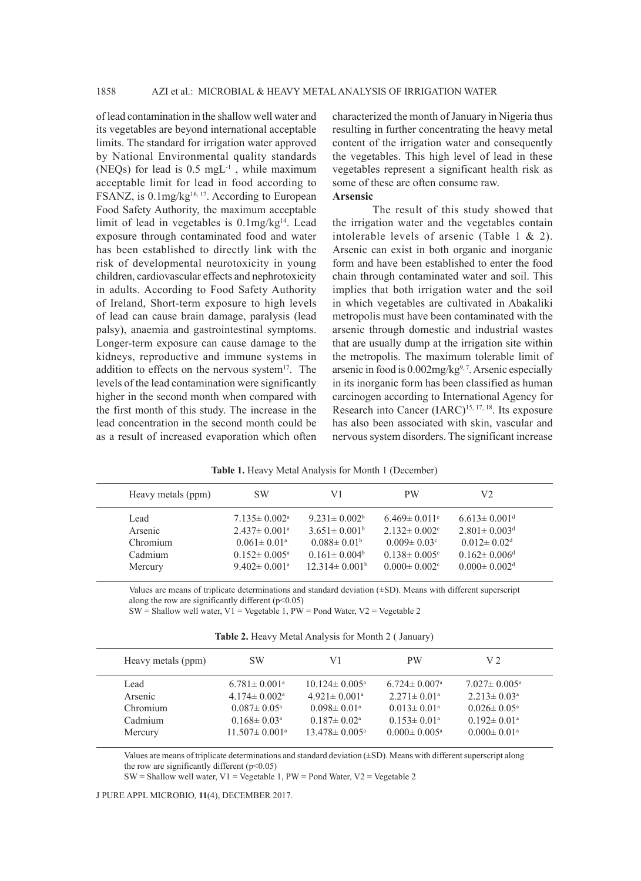of lead contamination in the shallow well water and its vegetables are beyond international acceptable limits. The standard for irrigation water approved by National Environmental quality standards (NEQs) for lead is 0.5 $mgL^{-1}$ , while maximum acceptable limit for lead in food according to FSANZ, is 0.1mg/kg[16, 17]. According to European Food Safety Authority, the maximum acceptable limit of lead in vegetables is 0.1mg/kg[14]. Lead exposure through contaminated food and water has been established to directly link with the risk of developmental neurotoxicity in young children, cardiovascular effects and nephrotoxicity in adults. According to Food Safety Authority of Ireland, Short-term exposure to high levels of lead can cause brain damage, paralysis (lead palsy), anaemia and gastrointestinal symptoms. Longer-term exposure can cause damage to the kidneys, reproductive and immune systems in addition to effects on the nervous system[17]. The levels of the lead contamination were significantly higher in the second month when compared with the first month of this study. The increase in the lead concentration in the second month could be as a result of increased evaporation which often characterized the month of January in Nigeria thus resulting in further concentrating the heavy metal content of the irrigation water and consequently the vegetables. This high level of lead in these vegetables represent a significant health risk as some of these are often consume raw.

### Arsenic

The result of this study showed that the irrigation water and the vegetables contain intolerable levels of arsenic (Table 1 & 2). Arsenic can exist in both organic and inorganic form and have been established to enter the food chain through contaminated water and soil. This implies that both irrigation water and the soil in which vegetables are cultivated in Abakaliki metropolis must have been contaminated with the arsenic through domestic and industrial wastes that are usually dump at the irrigation site within the metropolis. The maximum tolerable limit of arsenic in food is 0.002mg/kg[9, 7]. Arsenic especially in its inorganic form has been classified as human carcinogen according to International Agency for Research into Cancer (IARC)[15, 17, 18]. Its exposure has also been associated with skin, vascular and nervous system disorders. The significant increase

**Table 1.** Heavy Metal Analysis for Month 1 (December)

| Heavy metals (ppm) | SW | V1 | PW | V2 |
|---|---|---|---|---|
| Lead | 7.135± 0.002[a] | 9.231± 0.002[b] | 6.469± 0.011[c] | 6.613± 0.001[d] |
| Arsenic | 2.437± 0.001[a] | 3.651± 0.001[b] | 2.132± 0.002[c] | 2.801± 0.003[d] |
| Chromium | 0.061± 0.01[a] | 0.088± 0.01[b] | 0.009± 0.03[c] | 0.012± 0.02[d] |
| Cadmium | 0.152± 0.005[a] | 0.161± 0.004[b] | 0.138± 0.005[c] | 0.162± 0.006[d] |
| Mercury | 9.402± 0.001[a] | 12.314± 0.001[b] | 0.000± 0.002[c] | 0.000± 0.002[d] |

Values are means of triplicate determinations and standard deviation (±SD). Means with different superscript along the row are significantly different ($p<0.05$)

SW = Shallow well water, V1 = Vegetable 1, PW = Pond Water, V2 = Vegetable 2

**Table 2.** Heavy Metal Analysis for Month 2 ( January)

| Heavy metals (ppm) | SW | V1 | PW | V 2 |
|---|---|---|---|---|
| Lead | 6.781± 0.001[a] | 10.124± 0.005[a] | 6.724± 0.007[a] | 7.027± 0.005[a] |
| Arsenic | 4.174± 0.002[a] | 4.921± 0.001[a] | 2.271± 0.01[a] | 2.213± 0.03[a] |
| Chromium | 0.087± 0.05[a] | 0.098± 0.01[a] | 0.013± 0.01[a] | 0.026± 0.05[a] |
| Cadmium | 0.168± 0.03[a] | 0.187± 0.02[a] | 0.153± 0.01[a] | 0.192± 0.01[a] |
| Mercury | 11.507± 0.001[a] | 13.478± 0.005[a] | 0.000± 0.005[a] | 0.000± 0.01[a] |

Values are means of triplicate determinations and standard deviation (±SD). Means with different superscript along the row are significantly different ($p<0.05$)

SW = Shallow well water, V1 = Vegetable 1, PW = Pond Water, V2 = Vegetable 2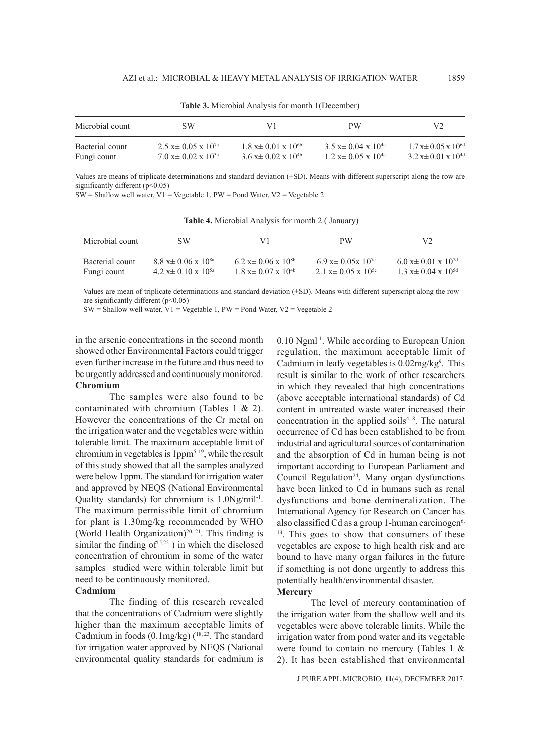**Table 3.** Microbial Analysis for month 1(December)

| Microbial count | SW | V1 | PW | V2 |
|---|---|---|---|---|
| Bacterial count | $2.5 \text{ x} \pm 0.05 \text{ x } 10^{7a}$ | $1.8 \text{ x} \pm 0.01 \text{ x } 10^{6b}$ | $3.5 \text{ x} \pm 0.04 \text{ x } 10^{4c}$ | $1.7 \text{ x} \pm 0.05 \text{ x } 10^{6d}$ |
| Fungi count | $7.0 \text{ x} \pm 0.02 \text{ x } 10^{3a}$ | $3.6 \text{ x} \pm 0.02 \text{ x } 10^{4b}$ | $1.2 \text{ x} \pm 0.05 \text{ x } 10^{4c}$ | $3.2 \text{ x} \pm 0.01 \text{ x } 10^{4d}$ |

Values are means of triplicate determinations and standard deviation (±SD). Means with different superscript along the row are significantly different ($p<0.05$)

SW = Shallow well water, V1 = Vegetable 1, PW = Pond Water, V2 = Vegetable 2

**Table 4.** Microbial Analysis for month 2 ( January)

| Microbial count | SW | V1 | PW | V2 |
|---|---|---|---|---|
| Bacterial count | $8.8 \text{ x} \pm 0.06 \text{ x } 10^{8a}$ | $6.2 \text{ x} \pm 0.06 \text{ x } 10^{8b}$ | $6.9 \text{ x} \pm 0.05 \text{x } 10^{7c}$ | $6.0 \text{ x} \pm 0.01 \text{ x } 10^{7d}$ |
| Fungi count | $4.2 \text{ x} \pm 0.10 \text{ x } 10^{5a}$ | $1.8 \text{ x} \pm 0.07 \text{ x } 10^{4b}$ | $2.1 \text{ x} \pm 0.05 \text{ x } 10^{5c}$ | $1.3 \text{ x} \pm 0.04 \text{ x } 10^{5d}$ |

Values are mean of triplicate determinations and standard deviation (±SD). Means with different superscript along the row are significantly different ($p<0.05$)

SW = Shallow well water, V1 = Vegetable 1, PW = Pond Water, V2 = Vegetable 2

in the arsenic concentrations in the second month showed other Environmental Factors could trigger even further increase in the future and thus need to be urgently addressed and continuously monitored.

**Chromium**

The samples were also found to be contaminated with chromium (Tables 1 & 2). However the concentrations of the Cr metal on the irrigation water and the vegetables were within tolerable limit. The maximum acceptable limit of chromium in vegetables is 1ppm[5, 19], while the result of this study showed that all the samples analyzed were below 1ppm. The standard for irrigation water and approved by NEQS (National Environmental Quality standards) for chromium is 1.0Ng/mil$^{-1}$. The maximum permissible limit of chromium for plant is 1.30mg/kg recommended by WHO (World Health Organization)[20, 21]. This finding is similar the finding of[15,22] ) in which the disclosed concentration of chromium in some of the water samples studied were within tolerable limit but need to be continuously monitored.

**Cadmium**

The finding of this research revealed that the concentrations of Cadmium were slightly higher than the maximum acceptable limits of Cadmium in foods (0.1mg/kg) ([18, 23]. The standard for irrigation water approved by NEQS (National environmental quality standards for cadmium is 0.10 Ngml$^{-1}$. While according to European Union regulation, the maximum acceptable limit of Cadmium in leafy vegetables is 0.02mg/kg[9]. This result is similar to the work of other researchers in which they revealed that high concentrations (above acceptable international standards) of Cd content in untreated waste water increased their concentration in the applied soils[4, 8]. The natural occurrence of Cd has been established to be from industrial and agricultural sources of contamination and the absorption of Cd in human being is not important according to European Parliament and Council Regulation[24]. Many organ dysfunctions have been linked to Cd in humans such as renal dysfunctions and bone demineralization. The International Agency for Research on Cancer has also classified Cd as a group 1-human carcinogen[6, 14]. This goes to show that consumers of these vegetables are expose to high health risk and are bound to have many organ failures in the future if something is not done urgently to address this potentially health/environmental disaster.

**Mercury**

The level of mercury contamination of the irrigation water from the shallow well and its vegetables were above tolerable limits. While the irrigation water from pond water and its vegetable were found to contain no mercury (Tables 1 & 2). It has been established that environmental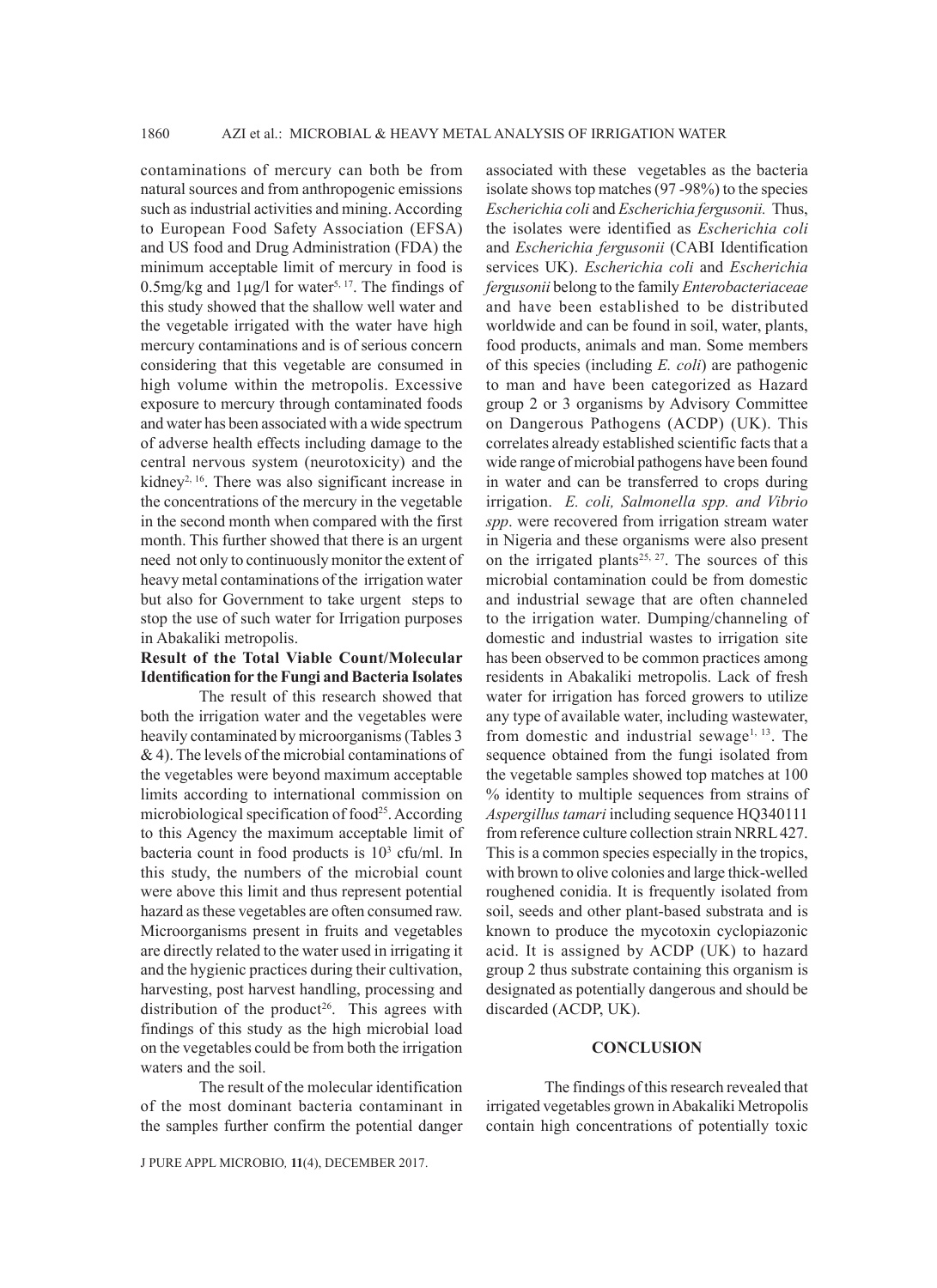contaminations of mercury can both be from natural sources and from anthropogenic emissions such as industrial activities and mining. According to European Food Safety Association (EFSA) and US food and Drug Administration (FDA) the minimum acceptable limit of mercury in food is 0.5mg/kg and 1µg/l for water[5, 17]. The findings of this study showed that the shallow well water and the vegetable irrigated with the water have high mercury contaminations and is of serious concern considering that this vegetable are consumed in high volume within the metropolis. Excessive exposure to mercury through contaminated foods and water has been associated with a wide spectrum of adverse health effects including damage to the central nervous system (neurotoxicity) and the kidney[2, 16]. There was also significant increase in the concentrations of the mercury in the vegetable in the second month when compared with the first month. This further showed that there is an urgent need not only to continuously monitor the extent of heavy metal contaminations of the irrigation water but also for Government to take urgent steps to stop the use of such water for Irrigation purposes in Abakaliki metropolis.

**Result of the Total Viable Count/Molecular Identification for the Fungi and Bacteria Isolates**

The result of this research showed that both the irrigation water and the vegetables were heavily contaminated by microorganisms (Tables 3 & 4). The levels of the microbial contaminations of the vegetables were beyond maximum acceptable limits according to international commission on microbiological specification of food[25]. According to this Agency the maximum acceptable limit of bacteria count in food products is $10^3$ cfu/ml. In this study, the numbers of the microbial count were above this limit and thus represent potential hazard as these vegetables are often consumed raw. Microorganisms present in fruits and vegetables are directly related to the water used in irrigating it and the hygienic practices during their cultivation, harvesting, post harvest handling, processing and distribution of the product[26]. This agrees with findings of this study as the high microbial load on the vegetables could be from both the irrigation waters and the soil.

The result of the molecular identification of the most dominant bacteria contaminant in the samples further confirm the potential danger associated with these vegetables as the bacteria isolate shows top matches (97 -98%) to the species *Escherichia coli* and *Escherichia fergusonii.* Thus, the isolates were identified as *Escherichia coli* and *Escherichia fergusonii* (CABI Identification services UK). *Escherichia coli* and *Escherichia fergusonii* belong to the family *Enterobacteriaceae* and have been established to be distributed worldwide and can be found in soil, water, plants, food products, animals and man. Some members of this species (including *E. coli*) are pathogenic to man and have been categorized as Hazard group 2 or 3 organisms by Advisory Committee on Dangerous Pathogens (ACDP) (UK). This correlates already established scientific facts that a wide range of microbial pathogens have been found in water and can be transferred to crops during irrigation. *E. coli, Salmonella spp. and Vibrio spp*. were recovered from irrigation stream water in Nigeria and these organisms were also present on the irrigated plants[25, 27]. The sources of this microbial contamination could be from domestic and industrial sewage that are often channeled to the irrigation water. Dumping/channeling of domestic and industrial wastes to irrigation site has been observed to be common practices among residents in Abakaliki metropolis. Lack of fresh water for irrigation has forced growers to utilize any type of available water, including wastewater, from domestic and industrial sewage[1, 13]. The sequence obtained from the fungi isolated from the vegetable samples showed top matches at 100 % identity to multiple sequences from strains of *Aspergillus tamari* including sequence HQ340111 from reference culture collection strain NRRL 427. This is a common species especially in the tropics, with brown to olive colonies and large thick-welled roughened conidia. It is frequently isolated from soil, seeds and other plant-based substrata and is known to produce the mycotoxin cyclopiazonic acid. It is assigned by ACDP (UK) to hazard group 2 thus substrate containing this organism is designated as potentially dangerous and should be discarded (ACDP, UK).

## CONCLUSION

The findings of this research revealed that irrigated vegetables grown in Abakaliki Metropolis contain high concentrations of potentially toxic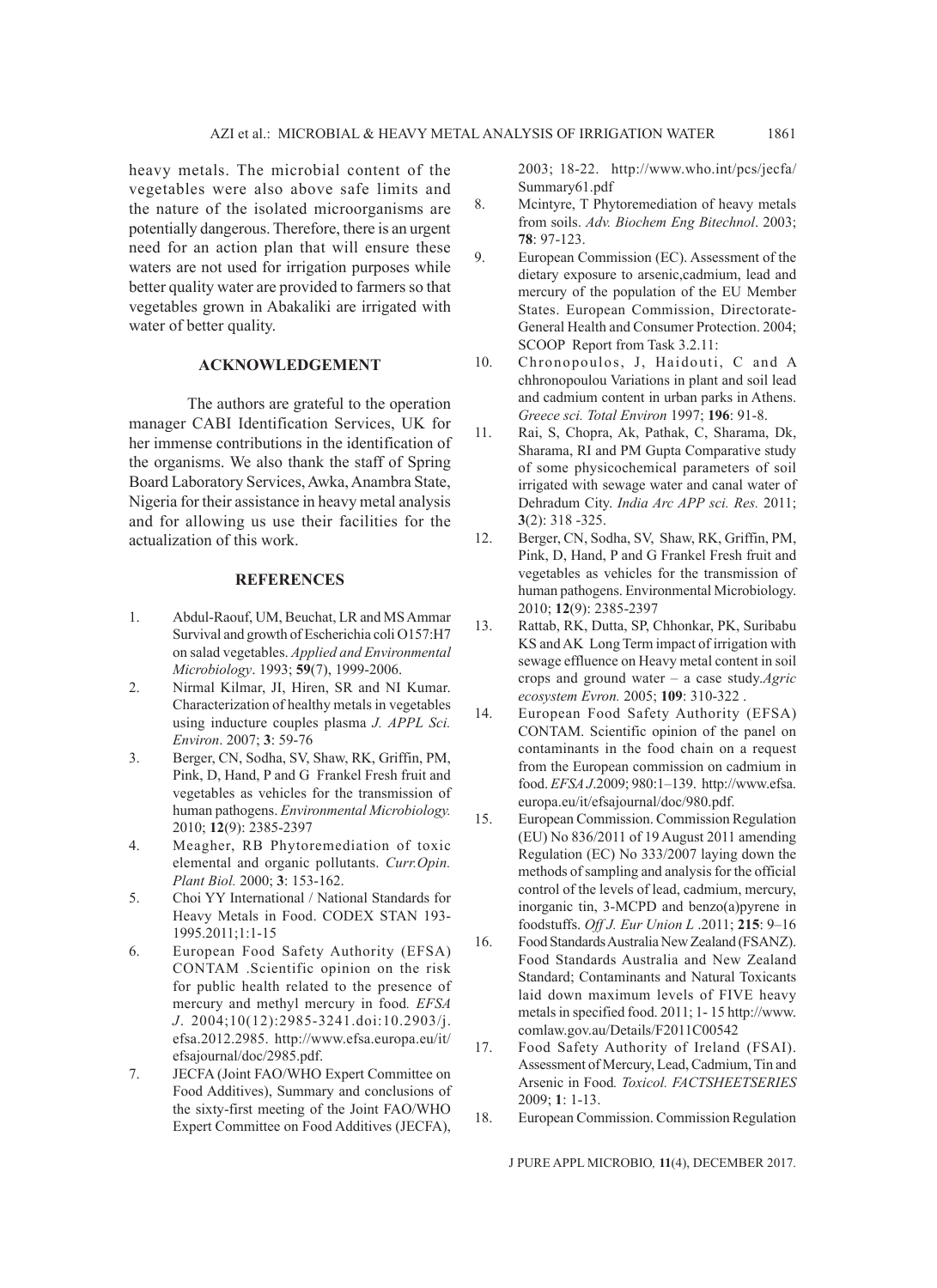heavy metals. The microbial content of the vegetables were also above safe limits and the nature of the isolated microorganisms are potentially dangerous. Therefore, there is an urgent need for an action plan that will ensure these waters are not used for irrigation purposes while better quality water are provided to farmers so that vegetables grown in Abakaliki are irrigated with water of better quality.

## ACKNOWLEDGEMENT

The authors are grateful to the operation manager CABI Identification Services, UK for her immense contributions in the identification of the organisms. We also thank the staff of Spring Board Laboratory Services, Awka, Anambra State, Nigeria for their assistance in heavy metal analysis and for allowing us use their facilities for the actualization of this work.

## REFERENCES

1. Abdul-Raouf, UM, Beuchat, LR and MS Ammar Survival and growth of Escherichia coli O157:H7 on salad vegetables. *Applied and Environmental Microbiology*. 1993; **59**(7), 1999-2006.
2. Nirmal Kilmar, JI, Hiren, SR and NI Kumar. Characterization of healthy metals in vegetables using inducture couples plasma *J. APPL Sci. Environ*. 2007; **3**: 59-76
3. Berger, CN, Sodha, SV, Shaw, RK, Griffin, PM, Pink, D, Hand, P and G Frankel Fresh fruit and vegetables as vehicles for the transmission of human pathogens. *Environmental Microbiology.* 2010; **12**(9): 2385-2397
4. Meagher, RB Phytoremediation of toxic elemental and organic pollutants. *Curr.Opin. Plant Biol.* 2000; **3**: 153-162.
5. Choi YY International / National Standards for Heavy Metals in Food. CODEX STAN 193-1995.2011;1:1-15
6. European Food Safety Authority (EFSA) CONTAM .Scientific opinion on the risk for public health related to the presence of mercury and methyl mercury in food. *EFSA J*. 2004;10(12):2985-3241.doi:10.2903/j.efsa.2012.2985. http://www.efsa.europa.eu/it/efsajournal/doc/2985.pdf.
7. JECFA (Joint FAO/WHO Expert Committee on Food Additives), Summary and conclusions of the sixty-first meeting of the Joint FAO/WHO Expert Committee on Food Additives (JECFA), 2003; 18-22. http://www.who.int/pcs/jecfa/Summary61.pdf
8. Mcintyre, T Phytoremediation of heavy metals from soils. *Adv. Biochem Eng Bitechnol*. 2003; **78**: 97-123.
9. European Commission (EC). Assessment of the dietary exposure to arsenic,cadmium, lead and mercury of the population of the EU Member States. European Commission, Directorate-General Health and Consumer Protection. 2004; SCOOP Report from Task 3.2.11:
10. Chronopoulos, J, Haidouti, C and A chhronopoulou Variations in plant and soil lead and cadmium content in urban parks in Athens. *Greece sci. Total Environ* 1997; **196**: 91-8.
11. Rai, S, Chopra, Ak, Pathak, C, Sharama, Dk, Sharama, RI and PM Gupta Comparative study of some physicochemical parameters of soil irrigated with sewage water and canal water of Dehradum City. *India Arc APP sci. Res.* 2011; **3**(2): 318 -325.
12. Berger, CN, Sodha, SV, Shaw, RK, Griffin, PM, Pink, D, Hand, P and G Frankel Fresh fruit and vegetables as vehicles for the transmission of human pathogens. Environmental Microbiology. 2010; **12**(9): 2385-2397
13. Rattab, RK, Dutta, SP, Chhonkar, PK, Suribabu KS and AK Long Term impact of irrigation with sewage effluence on Heavy metal content in soil crops and ground water – a case study.*Agric ecosystem Evron.* 2005; **109**: 310-322 .
14. European Food Safety Authority (EFSA) CONTAM. Scientific opinion of the panel on contaminants in the food chain on a request from the European commission on cadmium in food. *EFSA J*.2009; 980:1–139. http://www.efsa.europa.eu/it/efsajournal/doc/980.pdf.
15. European Commission. Commission Regulation (EU) No 836/2011 of 19 August 2011 amending Regulation (EC) No 333/2007 laying down the methods of sampling and analysis for the official control of the levels of lead, cadmium, mercury, inorganic tin, 3-MCPD and benzo(a)pyrene in foodstuffs. *Off J. Eur Union L* .2011; **215**: 9–16
16. Food Standards Australia New Zealand (FSANZ). Food Standards Australia and New Zealand Standard; Contaminants and Natural Toxicants laid down maximum levels of FIVE heavy metals in specified food. 2011; 1- 15 http://www.comlaw.gov.au/Details/F2011C00542
17. Food Safety Authority of Ireland (FSAI). Assessment of Mercury, Lead, Cadmium, Tin and Arsenic in Food. *Toxicol. FACTSHEETSERIES* 2009; **1**: 1-13.
18. European Commission. Commission Regulation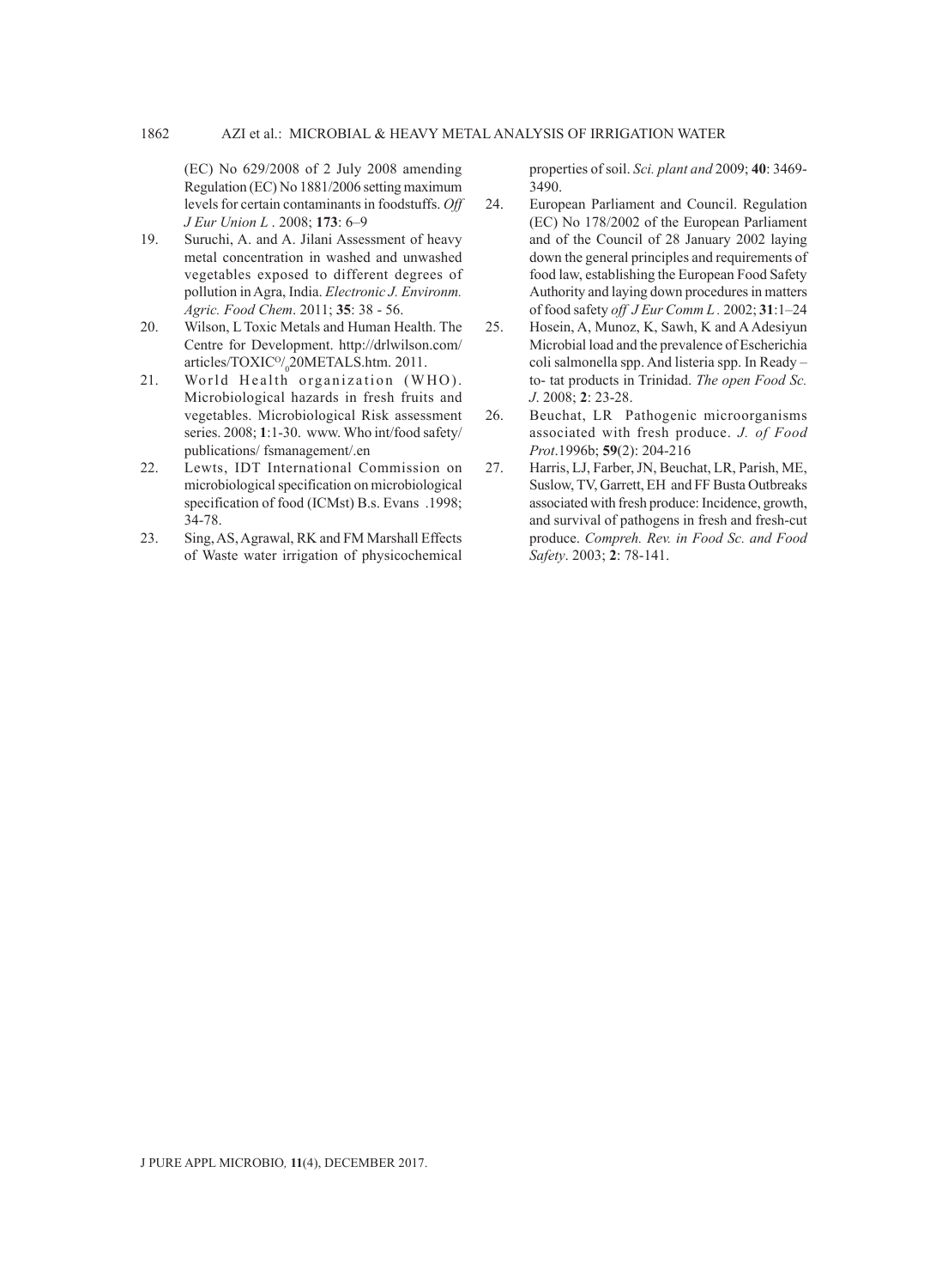(EC) No 629/2008 of 2 July 2008 amending Regulation (EC) No 1881/2006 setting maximum levels for certain contaminants in foodstuffs. *Off J Eur Union L* . 2008; **173**: 6–9

19. Suruchi, A. and A. Jilani Assessment of heavy metal concentration in washed and unwashed vegetables exposed to different degrees of pollution in Agra, India. *Electronic J. Environm. Agric. Food Chem*. 2011; **35**: 38 - 56.
20. Wilson, L Toxic Metals and Human Health. The Centre for Development. http://drlwilson.com/articles/TOXIC%20METALS.htm. 2011.
21. World Health organization (WHO). Microbiological hazards in fresh fruits and vegetables. Microbiological Risk assessment series. 2008; **1**:1-30. www. Who int/food safety/ publications/ fsmanagement/.en
22. Lewts, IDT International Commission on microbiological specification on microbiological specification of food (ICMst) B.s. Evans .1998; 34-78.
23. Sing, AS, Agrawal, RK and FM Marshall Effects of Waste water irrigation of physicochemical properties of soil. *Sci. plant and* 2009; **40**: 3469-3490.
24. European Parliament and Council. Regulation (EC) No 178/2002 of the European Parliament and of the Council of 28 January 2002 laying down the general principles and requirements of food law, establishing the European Food Safety Authority and laying down procedures in matters of food safety *off J Eur Comm L* . 2002; **31**:1–24
25. Hosein, A, Munoz, K, Sawh, K and A Adesiyun Microbial load and the prevalence of Escherichia coli salmonella spp. And listeria spp. In Ready – to- tat products in Trinidad. *The open Food Sc. J*. 2008; **2**: 23-28.
26. Beuchat, LR Pathogenic microorganisms associated with fresh produce. *J. of Food Prot*.1996b; **59**(2): 204-216
27. Harris, LJ, Farber, JN, Beuchat, LR, Parish, ME, Suslow, TV, Garrett, EH and FF Busta Outbreaks associated with fresh produce: Incidence, growth, and survival of pathogens in fresh and fresh-cut produce. *Compreh. Rev. in Food Sc. and Food Safety*. 2003; **2**: 78-141.